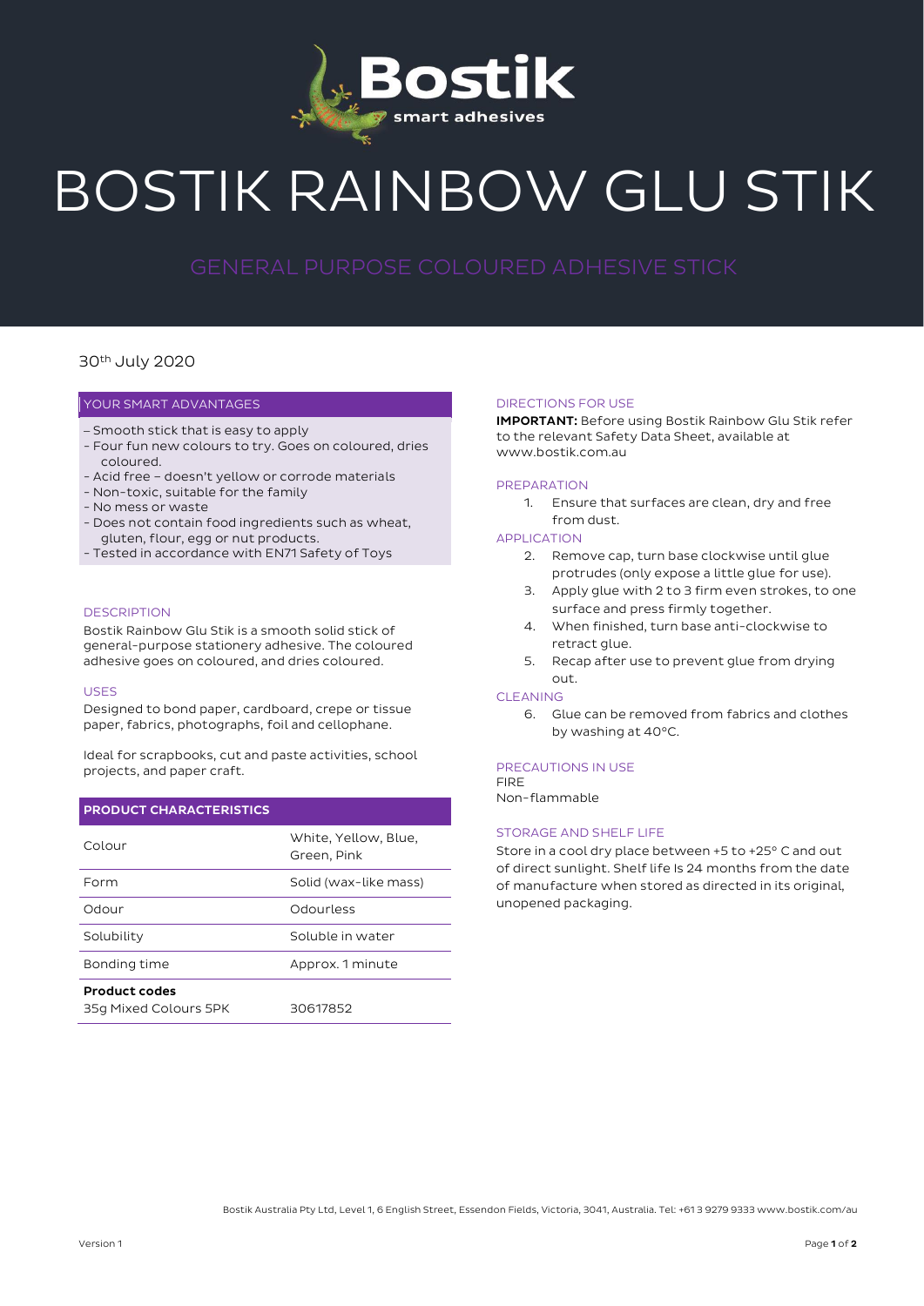# BOSTIK RAINBOW GLU STIK

## GENERAL PURPOSE COLOURED ADHESIVE STICK

30th July 2020

### YOUR SMART ADVANTAGES

- Smooth stick that is easy to apply
- Four fun new colours to try. Goes on coloured, dries coloured.
- Acid free – doesn't yellow or corrode materials
- Non-toxic, suitable for the family
- No mess or waste
- Does not contain food ingredients such as wheat, gluten, flour, egg or nut products.
- Tested in accordance with EN71 Safety of Toys

### DESCRIPTION

Bostik Rainbow Glu Stik is a smooth solid stick of general-purpose stationery adhesive. The coloured adhesive goes on coloured, and dries coloured.

### USES

Designed to bond paper, cardboard, crepe or tissue paper, fabrics, photographs, foil and cellophane.

Ideal for scrapbooks, cut and paste activities, school projects, and paper craft.

### PRODUCT CHARACTERISTICS

| | |
|---|---|
| Colour | White, Yellow, Blue, Green, Pink |
| Form | Solid (wax-like mass) |
| Odour | Odourless |
| Solubility | Soluble in water |
| Bonding time | Approx. 1 minute |
| **Product codes** | |
| 35g Mixed Colours 5PK | 30617852 |

### DIRECTIONS FOR USE

**IMPORTANT:** Before using Bostik Rainbow Glu Stik refer to the relevant Safety Data Sheet, available at www.bostik.com.au

### PREPARATION

1. Ensure that surfaces are clean, dry and free from dust.

### APPLICATION

2. Remove cap, turn base clockwise until glue protrudes (only expose a little glue for use).
3. Apply glue with 2 to 3 firm even strokes, to one surface and press firmly together.
4. When finished, turn base anti-clockwise to retract glue.
5. Recap after use to prevent glue from drying out.

### CLEANING

6. Glue can be removed from fabrics and clothes by washing at 40°C.

### PRECAUTIONS IN USE

FIRE
Non-flammable

### STORAGE AND SHELF LIFE

Store in a cool dry place between +5 to +25° C and out of direct sunlight. Shelf life Is 24 months from the date of manufacture when stored as directed in its original, unopened packaging.

Bostik Australia Pty Ltd, Level 1, 6 English Street, Essendon Fields, Victoria, 3041, Australia. Tel: +61 3 9279 9333 www.bostik.com/au

Version 1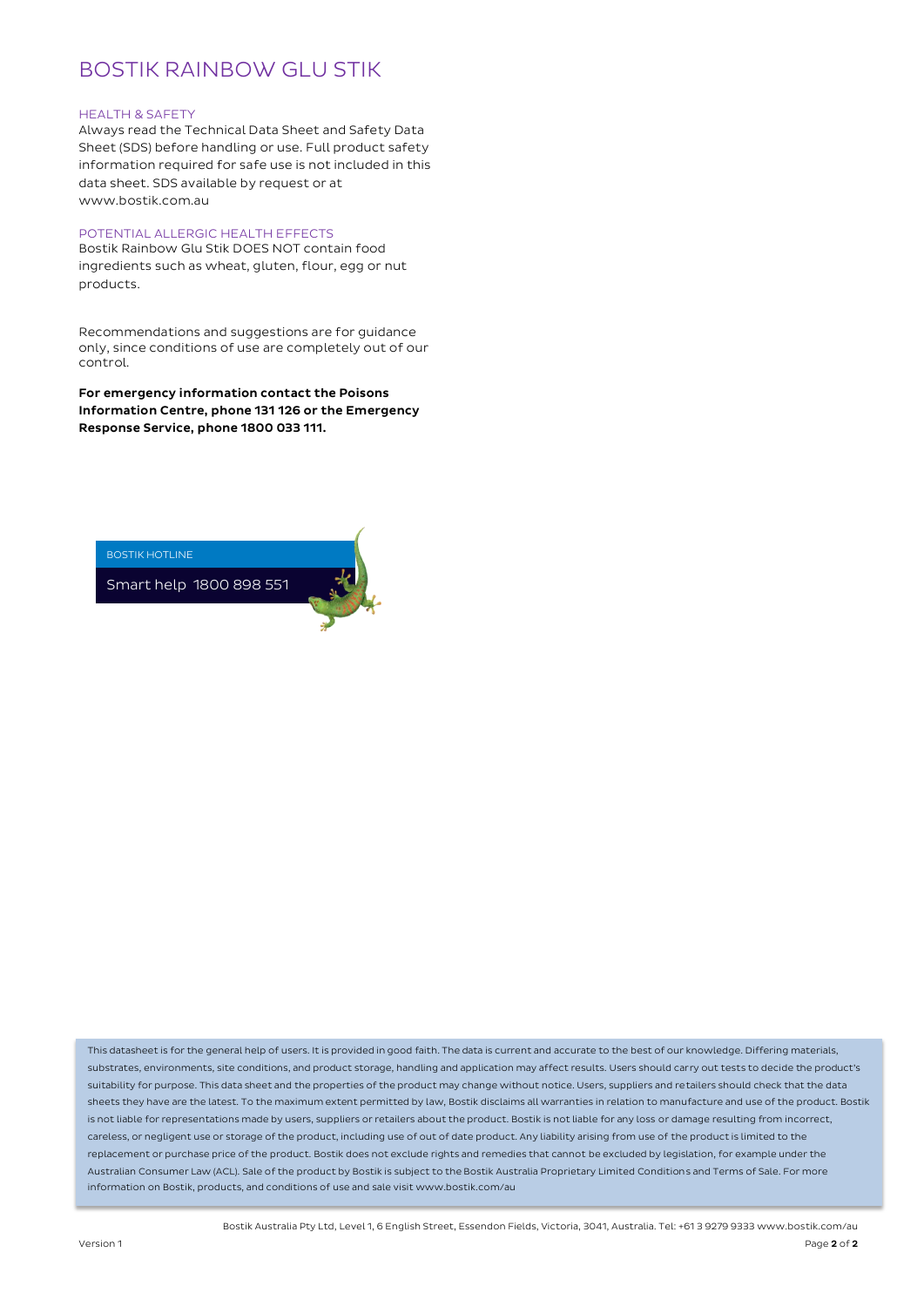# BOSTIK RAINBOW GLU STIK

## HEALTH & SAFETY

Always read the Technical Data Sheet and Safety Data Sheet (SDS) before handling or use. Full product safety information required for safe use is not included in this data sheet. SDS available by request or at www.bostik.com.au

## POTENTIAL ALLERGIC HEALTH EFFECTS

Bostik Rainbow Glu Stik DOES NOT contain food ingredients such as wheat, gluten, flour, egg or nut products.

Recommendations and suggestions are for guidance only, since conditions of use are completely out of our control.

**For emergency information contact the Poisons Information Centre, phone 131 126 or the Emergency Response Service, phone 1800 033 111.**

BOSTIK HOTLINE

Smart help 1800 898 551

This datasheet is for the general help of users. It is provided in good faith. The data is current and accurate to the best of our knowledge. Differing materials, substrates, environments, site conditions, and product storage, handling and application may affect results. Users should carry out tests to decide the product's suitability for purpose. This data sheet and the properties of the product may change without notice. Users, suppliers and retailers should check that the data sheets they have are the latest. To the maximum extent permitted by law, Bostik disclaims all warranties in relation to manufacture and use of the product. Bostik is not liable for representations made by users, suppliers or retailers about the product. Bostik is not liable for any loss or damage resulting from incorrect, careless, or negligent use or storage of the product, including use of out of date product. Any liability arising from use of the product is limited to the replacement or purchase price of the product. Bostik does not exclude rights and remedies that cannot be excluded by legislation, for example under the Australian Consumer Law (ACL). Sale of the product by Bostik is subject to the Bostik Australia Proprietary Limited Conditions and Terms of Sale. For more information on Bostik, products, and conditions of use and sale visit www.bostik.com/au

Bostik Australia Pty Ltd, Level 1, 6 English Street, Essendon Fields, Victoria, 3041, Australia. Tel: +61 3 9279 9333 www.bostik.com/au

Version 1